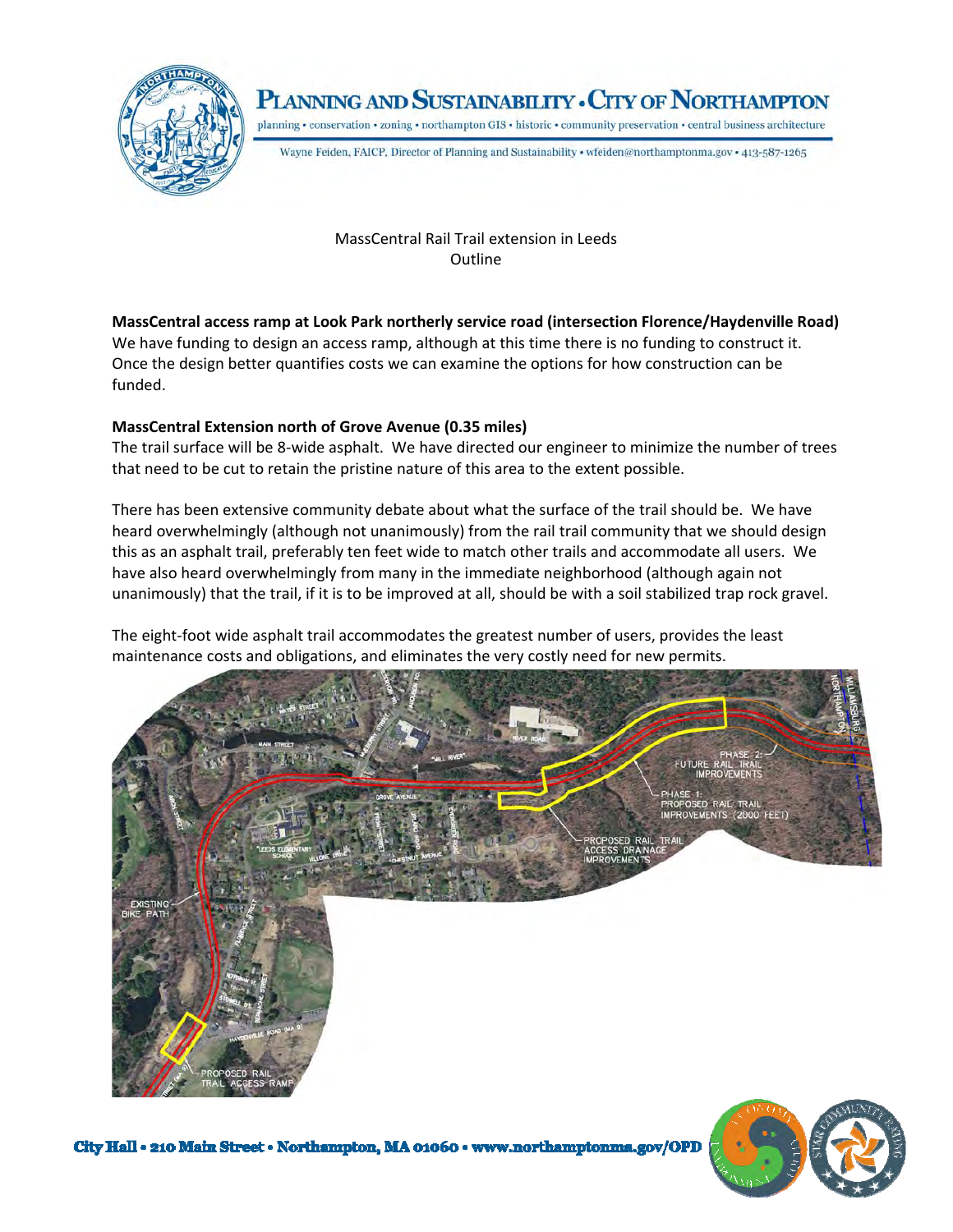# PLANNING AND SUSTAINABILITY • CITY OF NORTHAMPTON

planning • conservation • zoning • northampton GIS • historic • community preservation • central business architecture

Wayne Feiden, FAICP, Director of Planning and Sustainability • wfeiden@northamptonma.gov • 413-587-1265

MassCentral Rail Trail extension in Leeds
Outline

**MassCentral access ramp at Look Park northerly service road (intersection Florence/Haydenville Road)**
We have funding to design an access ramp, although at this time there is no funding to construct it. Once the design better quantifies costs we can examine the options for how construction can be funded.

**MassCentral Extension north of Grove Avenue (0.35 miles)**
The trail surface will be 8-wide asphalt. We have directed our engineer to minimize the number of trees that need to be cut to retain the pristine nature of this area to the extent possible.

There has been extensive community debate about what the surface of the trail should be. We have heard overwhelmingly (although not unanimously) from the rail trail community that we should design this as an asphalt trail, preferably ten feet wide to match other trails and accommodate all users. We have also heard overwhelmingly from many in the immediate neighborhood (although again not unanimously) that the trail, if it is to be improved at all, should be with a soil stabilized trap rock gravel.

The eight-foot wide asphalt trail accommodates the greatest number of users, provides the least maintenance costs and obligations, and eliminates the very costly need for new permits.

PHASE 2: FUTURE RAIL TRAIL IMPROVEMENTS

PHASE 1: PROPOSED RAIL TRAIL IMPROVEMENTS (2000 FEET)

PROPOSED RAIL TRAIL ACCESS DRAINAGE IMPROVEMENTS

EXISTING BIKE PATH

PROPOSED RAIL TRAIL ACCESS RAMP

WILLIAMSBURG
NORTHAMPTON

City Hall • 210 Main Street • Northampton, MA 01060 • www.northamptonma.gov/OPD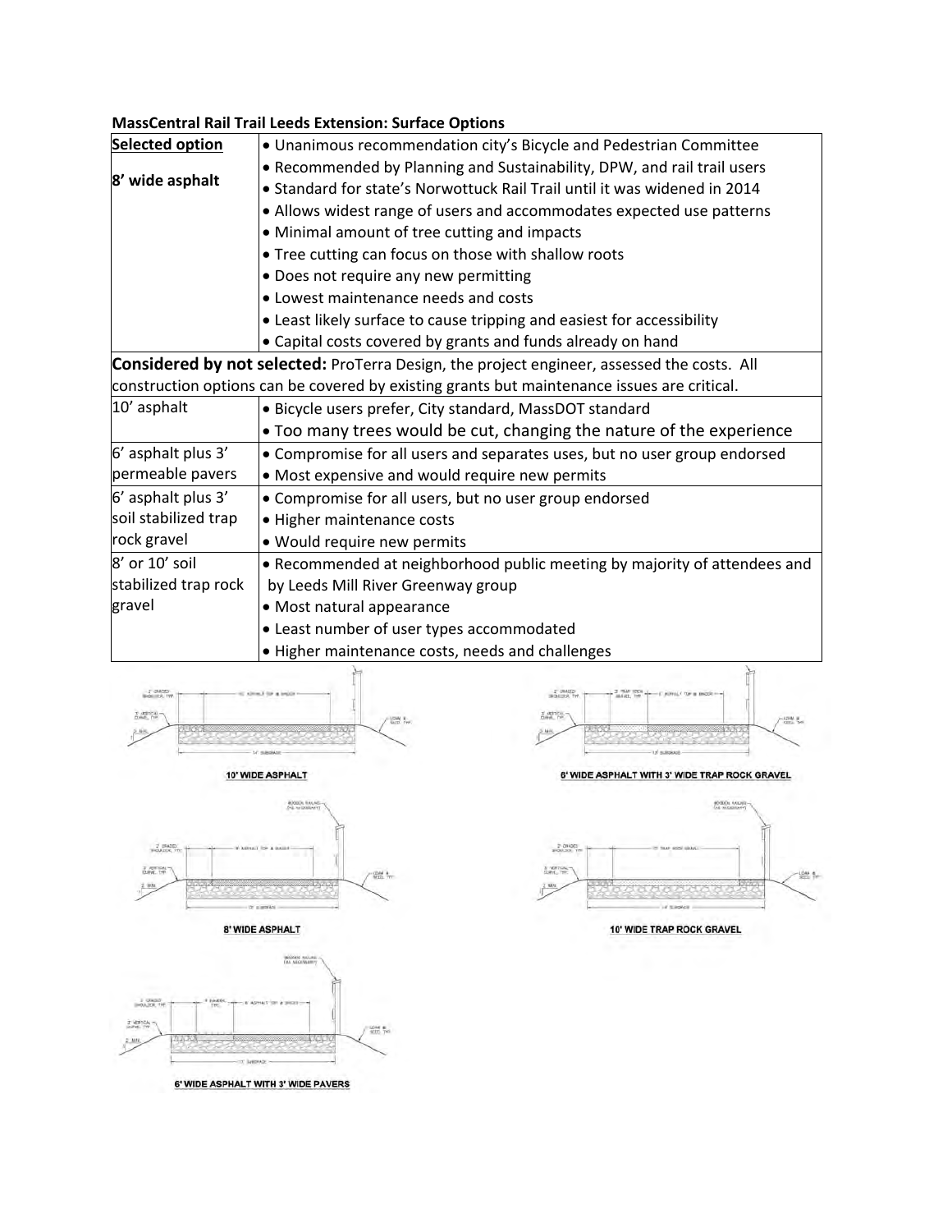**MassCentral Rail Trail Leeds Extension: Surface Options**

| | |
|---|---|
| **Selected option**<br><br>**8' wide asphalt** | • Unanimous recommendation city's Bicycle and Pedestrian Committee<br>• Recommended by Planning and Sustainability, DPW, and rail trail users<br>• Standard for state's Norwottuck Rail Trail until it was widened in 2014<br>• Allows widest range of users and accommodates expected use patterns<br>• Minimal amount of tree cutting and impacts<br>• Tree cutting can focus on those with shallow roots<br>• Does not require any new permitting<br>• Lowest maintenance needs and costs<br>• Least likely surface to cause tripping and easiest for accessibility<br>• Capital costs covered by grants and funds already on hand |
| **Considered by not selected:** ProTerra Design, the project engineer, assessed the costs. All construction options can be covered by existing grants but maintenance issues are critical. | |
| 10' asphalt | • Bicycle users prefer, City standard, MassDOT standard<br>• Too many trees would be cut, changing the nature of the experience |
| 6' asphalt plus 3' permeable pavers | • Compromise for all users and separates uses, but no user group endorsed<br>• Most expensive and would require new permits |
| 6' asphalt plus 3' soil stabilized trap rock gravel | • Compromise for all users, but no user group endorsed<br>• Higher maintenance costs<br>• Would require new permits |
| 8' or 10' soil stabilized trap rock gravel | • Recommended at neighborhood public meeting by majority of attendees and by Leeds Mill River Greenway group<br>• Most natural appearance<br>• Least number of user types accommodated<br>• Higher maintenance costs, needs and challenges |

10' WIDE ASPHALT

6' WIDE ASPHALT WITH 3' WIDE TRAP ROCK GRAVEL

8' WIDE ASPHALT

10' WIDE TRAP ROCK GRAVEL

6' WIDE ASPHALT WITH 3' WIDE PAVERS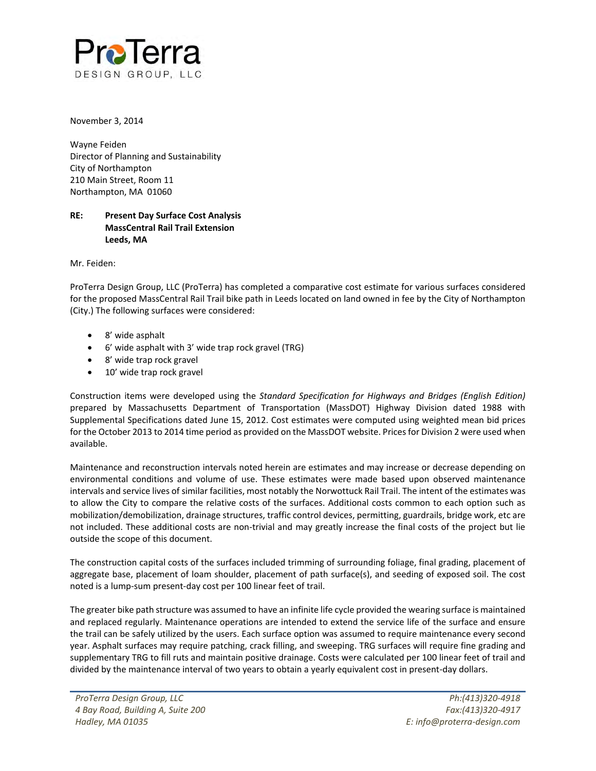ProTerra DESIGN GROUP, LLC

November 3, 2014

Wayne Feiden
Director of Planning and Sustainability
City of Northampton
210 Main Street, Room 11
Northampton, MA 01060

**RE: Present Day Surface Cost Analysis**
**MassCentral Rail Trail Extension**
**Leeds, MA**

Mr. Feiden:

ProTerra Design Group, LLC (ProTerra) has completed a comparative cost estimate for various surfaces considered for the proposed MassCentral Rail Trail bike path in Leeds located on land owned in fee by the City of Northampton (City.) The following surfaces were considered:

- 8' wide asphalt
- 6' wide asphalt with 3' wide trap rock gravel (TRG)
- 8' wide trap rock gravel
- 10' wide trap rock gravel

Construction items were developed using the *Standard Specification for Highways and Bridges (English Edition)* prepared by Massachusetts Department of Transportation (MassDOT) Highway Division dated 1988 with Supplemental Specifications dated June 15, 2012. Cost estimates were computed using weighted mean bid prices for the October 2013 to 2014 time period as provided on the MassDOT website. Prices for Division 2 were used when available.

Maintenance and reconstruction intervals noted herein are estimates and may increase or decrease depending on environmental conditions and volume of use. These estimates were made based upon observed maintenance intervals and service lives of similar facilities, most notably the Norwottuck Rail Trail. The intent of the estimates was to allow the City to compare the relative costs of the surfaces. Additional costs common to each option such as mobilization/demobilization, drainage structures, traffic control devices, permitting, guardrails, bridge work, etc are not included. These additional costs are non-trivial and may greatly increase the final costs of the project but lie outside the scope of this document.

The construction capital costs of the surfaces included trimming of surrounding foliage, final grading, placement of aggregate base, placement of loam shoulder, placement of path surface(s), and seeding of exposed soil. The cost noted is a lump-sum present-day cost per 100 linear feet of trail.

The greater bike path structure was assumed to have an infinite life cycle provided the wearing surface is maintained and replaced regularly. Maintenance operations are intended to extend the service life of the surface and ensure the trail can be safely utilized by the users. Each surface option was assumed to require maintenance every second year. Asphalt surfaces may require patching, crack filling, and sweeping. TRG surfaces will require fine grading and supplementary TRG to fill ruts and maintain positive drainage. Costs were calculated per 100 linear feet of trail and divided by the maintenance interval of two years to obtain a yearly equivalent cost in present-day dollars.

*ProTerra Design Group, LLC*
*4 Bay Road, Building A, Suite 200*
*Hadley, MA 01035*

*Ph:(413)320-4918*
*Fax:(413)320-4917*
*E: info@proterra-design.com*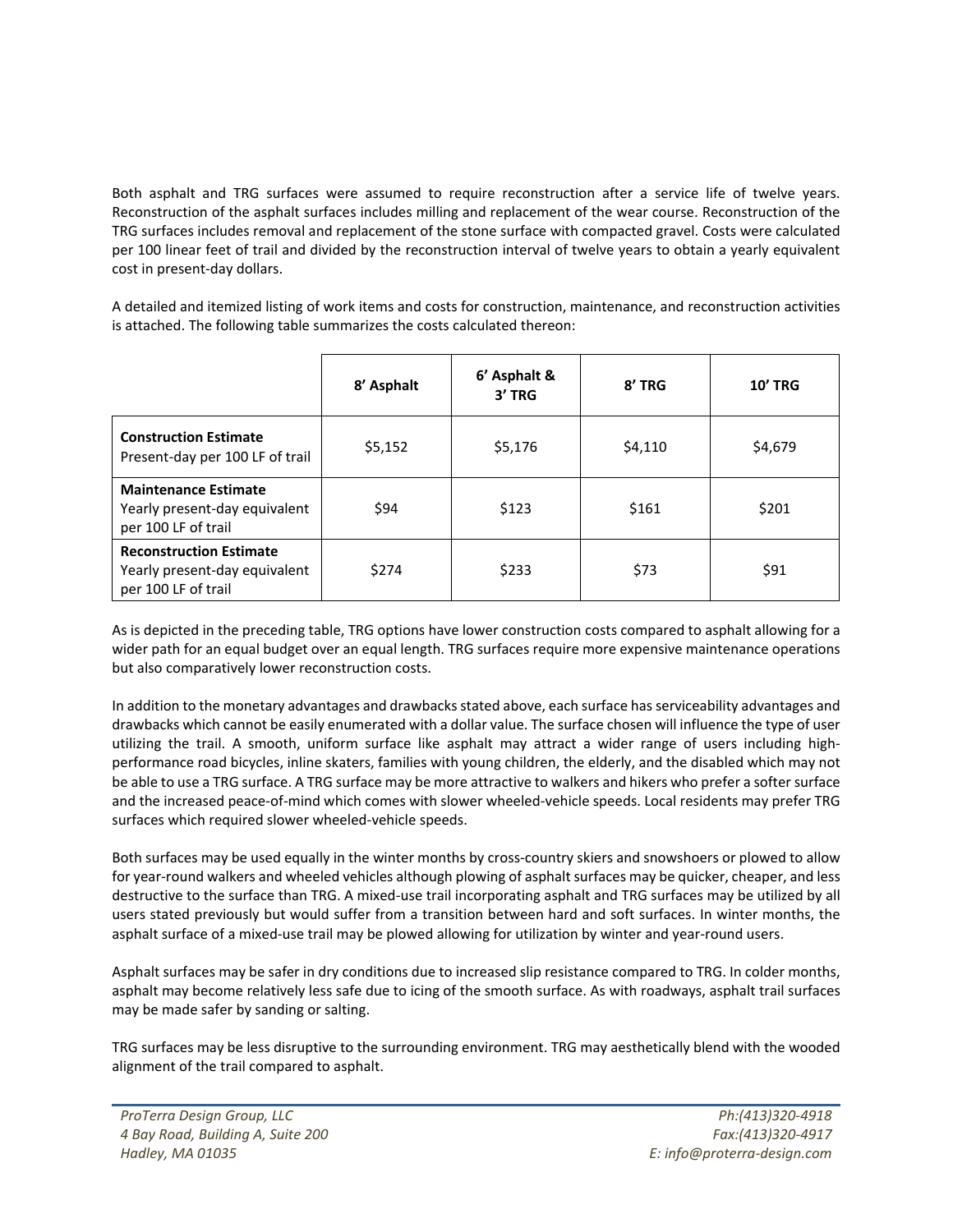Both asphalt and TRG surfaces were assumed to require reconstruction after a service life of twelve years. Reconstruction of the asphalt surfaces includes milling and replacement of the wear course. Reconstruction of the TRG surfaces includes removal and replacement of the stone surface with compacted gravel. Costs were calculated per 100 linear feet of trail and divided by the reconstruction interval of twelve years to obtain a yearly equivalent cost in present-day dollars.

A detailed and itemized listing of work items and costs for construction, maintenance, and reconstruction activities is attached. The following table summarizes the costs calculated thereon:

| | 8' Asphalt | 6' Asphalt & 3' TRG | 8' TRG | 10' TRG |
|---|---|---|---|---|
| **Construction Estimate** Present-day per 100 LF of trail | $5,152 | $5,176 | $4,110 | $4,679 |
| **Maintenance Estimate** Yearly present-day equivalent per 100 LF of trail | $94 | $123 | $161 | $201 |
| **Reconstruction Estimate** Yearly present-day equivalent per 100 LF of trail | $274 | $233 | $73 | $91 |

As is depicted in the preceding table, TRG options have lower construction costs compared to asphalt allowing for a wider path for an equal budget over an equal length. TRG surfaces require more expensive maintenance operations but also comparatively lower reconstruction costs.

In addition to the monetary advantages and drawbacks stated above, each surface has serviceability advantages and drawbacks which cannot be easily enumerated with a dollar value. The surface chosen will influence the type of user utilizing the trail. A smooth, uniform surface like asphalt may attract a wider range of users including high-performance road bicycles, inline skaters, families with young children, the elderly, and the disabled which may not be able to use a TRG surface. A TRG surface may be more attractive to walkers and hikers who prefer a softer surface and the increased peace-of-mind which comes with slower wheeled-vehicle speeds. Local residents may prefer TRG surfaces which required slower wheeled-vehicle speeds.

Both surfaces may be used equally in the winter months by cross-country skiers and snowshoers or plowed to allow for year-round walkers and wheeled vehicles although plowing of asphalt surfaces may be quicker, cheaper, and less destructive to the surface than TRG. A mixed-use trail incorporating asphalt and TRG surfaces may be utilized by all users stated previously but would suffer from a transition between hard and soft surfaces. In winter months, the asphalt surface of a mixed-use trail may be plowed allowing for utilization by winter and year-round users.

Asphalt surfaces may be safer in dry conditions due to increased slip resistance compared to TRG. In colder months, asphalt may become relatively less safe due to icing of the smooth surface. As with roadways, asphalt trail surfaces may be made safer by sanding or salting.

TRG surfaces may be less disruptive to the surrounding environment. TRG may aesthetically blend with the wooded alignment of the trail compared to asphalt.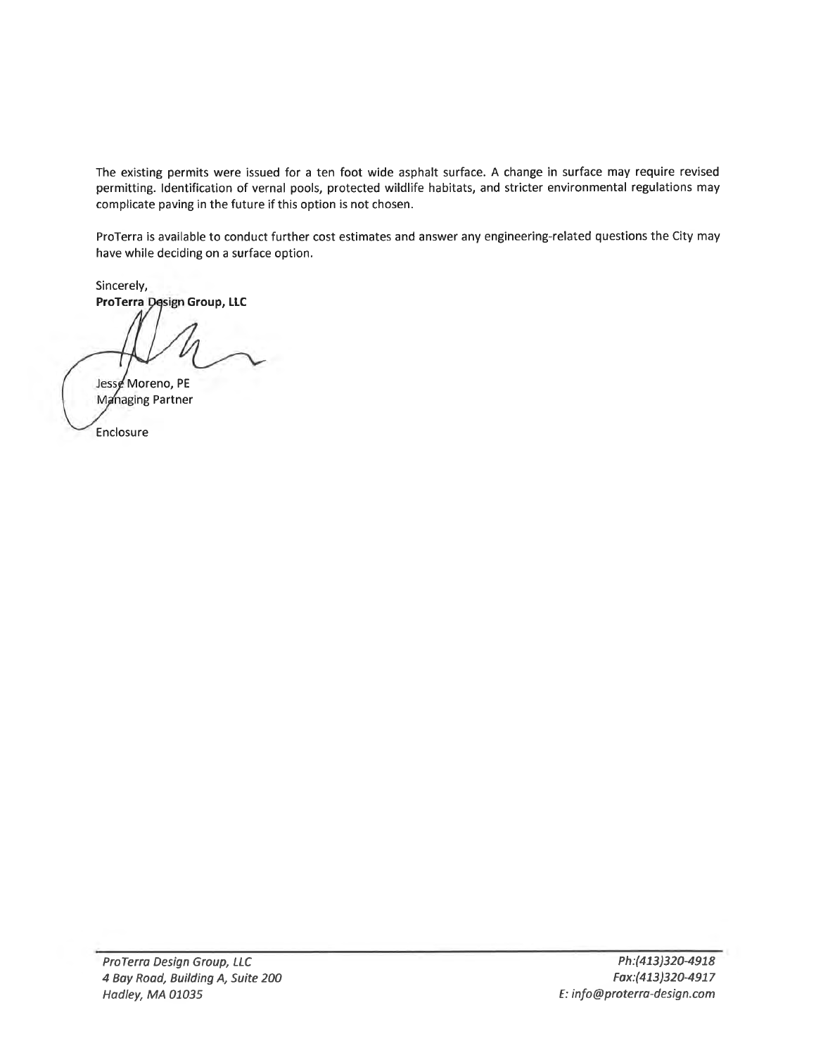The existing permits were issued for a ten foot wide asphalt surface. A change in surface may require revised permitting. Identification of vernal pools, protected wildlife habitats, and stricter environmental regulations may complicate paving in the future if this option is not chosen.

ProTerra is available to conduct further cost estimates and answer any engineering-related questions the City may have while deciding on a surface option.

Sincerely,

**ProTerra Design Group, LLC**

Jesse Moreno, PE
Managing Partner

Enclosure

*ProTerra Design Group, LLC*
*4 Bay Road, Building A, Suite 200*
*Hadley, MA 01035*

*Ph:(413)320-4918*
*Fax:(413)320-4917*
*E: info@proterra-design.com*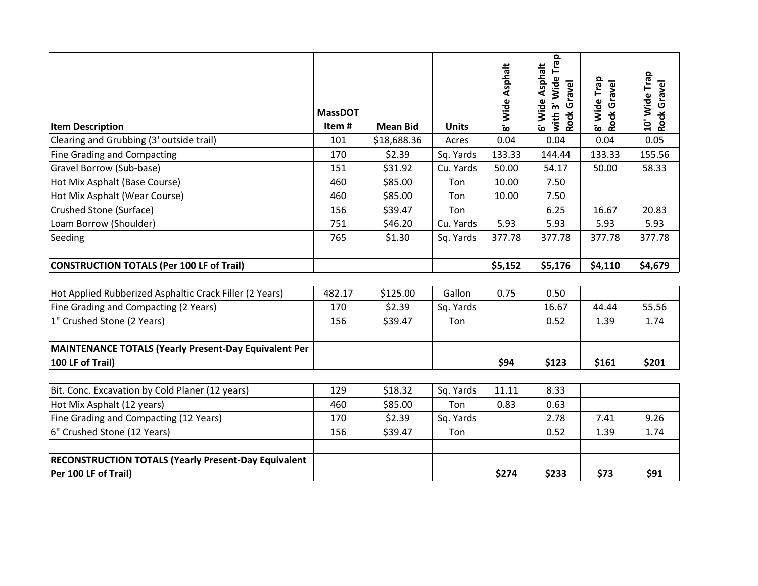| Item Description | MassDOT Item # | Mean Bid | Units | 8' Wide Asphalt | 6' Wide Asphalt with 3' Wide Trap Rock Gravel | 8' Wide Trap Rock Gravel | 10' Wide Trap Rock Gravel |
|---|---|---|---|---|---|---|---|
| Clearing and Grubbing (3' outside trail) | 101 | $18,688.36 | Acres | 0.04 | 0.04 | 0.04 | 0.05 |
| Fine Grading and Compacting | 170 | $2.39 | Sq. Yards | 133.33 | 144.44 | 133.33 | 155.56 |
| Gravel Borrow (Sub-base) | 151 | $31.92 | Cu. Yards | 50.00 | 54.17 | 50.00 | 58.33 |
| Hot Mix Asphalt (Base Course) | 460 | $85.00 | Ton | 10.00 | 7.50 | | |
| Hot Mix Asphalt (Wear Course) | 460 | $85.00 | Ton | 10.00 | 7.50 | | |
| Crushed Stone (Surface) | 156 | $39.47 | Ton | | 6.25 | 16.67 | 20.83 |
| Loam Borrow (Shoulder) | 751 | $46.20 | Cu. Yards | 5.93 | 5.93 | 5.93 | 5.93 |
| Seeding | 765 | $1.30 | Sq. Yards | 377.78 | 377.78 | 377.78 | 377.78 |
| | | | | | | | |
| **CONSTRUCTION TOTALS (Per 100 LF of Trail)** | | | | **$5,152** | **$5,176** | **$4,110** | **$4,679** |
| | | | | | | | |
| Hot Applied Rubberized Asphaltic Crack Filler (2 Years) | 482.17 | $125.00 | Gallon | 0.75 | 0.50 | | |
| Fine Grading and Compacting (2 Years) | 170 | $2.39 | Sq. Yards | | 16.67 | 44.44 | 55.56 |
| 1" Crushed Stone (2 Years) | 156 | $39.47 | Ton | | 0.52 | 1.39 | 1.74 |
| | | | | | | | |
| **MAINTENANCE TOTALS (Yearly Present-Day Equivalent Per 100 LF of Trail)** | | | | **$94** | **$123** | **$161** | **$201** |
| | | | | | | | |
| Bit. Conc. Excavation by Cold Planer (12 years) | 129 | $18.32 | Sq. Yards | 11.11 | 8.33 | | |
| Hot Mix Asphalt (12 years) | 460 | $85.00 | Ton | 0.83 | 0.63 | | |
| Fine Grading and Compacting (12 Years) | 170 | $2.39 | Sq. Yards | | 2.78 | 7.41 | 9.26 |
| 6" Crushed Stone (12 Years) | 156 | $39.47 | Ton | | 0.52 | 1.39 | 1.74 |
| | | | | | | | |
| **RECONSTRUCTION TOTALS (Yearly Present-Day Equivalent Per 100 LF of Trail)** | | | | **$274** | **$233** | **$73** | **$91** |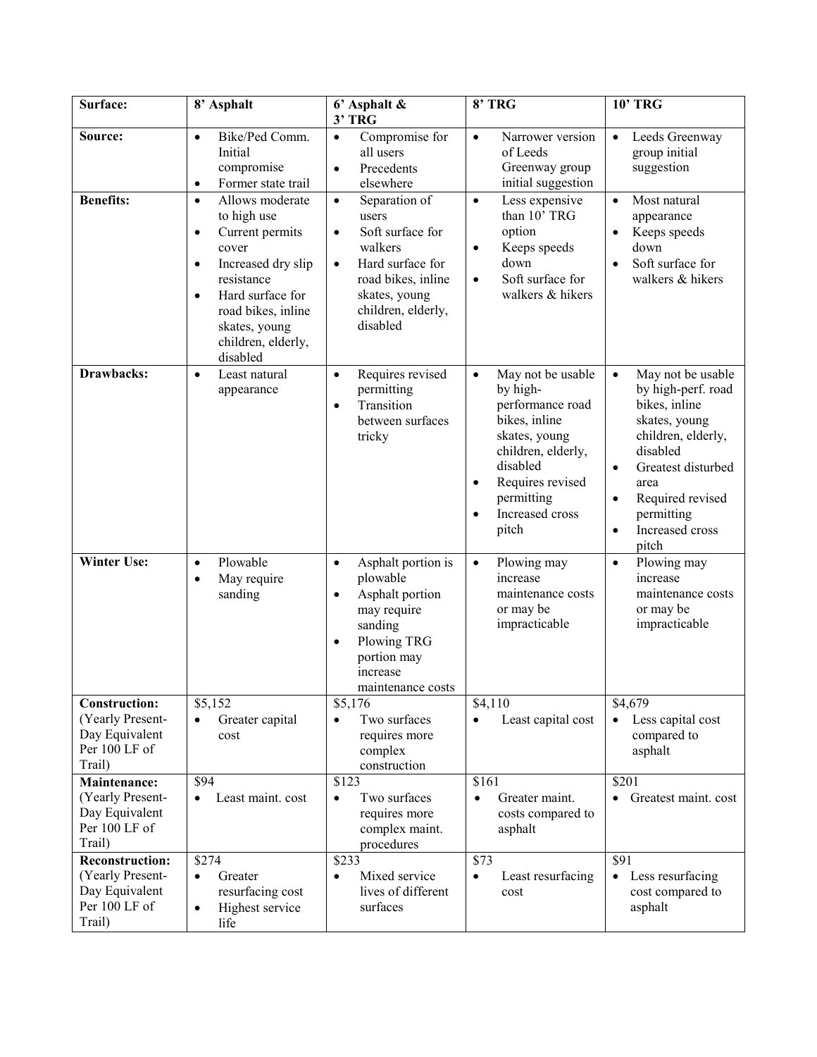| **Surface:** | **8' Asphalt** | **6' Asphalt & 3' TRG** | **8' TRG** | **10' TRG** |
|---|---|---|---|---|
| **Source:** | • Bike/Ped Comm. Initial compromise<br>• Former state trail | • Compromise for all users<br>• Precedents elsewhere | • Narrower version of Leeds Greenway group initial suggestion | • Leeds Greenway group initial suggestion |
| **Benefits:** | • Allows moderate to high use<br>• Current permits cover<br>• Increased dry slip resistance<br>• Hard surface for road bikes, inline skates, young children, elderly, disabled | • Separation of users<br>• Soft surface for walkers<br>• Hard surface for road bikes, inline skates, young children, elderly, disabled | • Less expensive than 10' TRG option<br>• Keeps speeds down<br>• Soft surface for walkers & hikers | • Most natural appearance<br>• Keeps speeds down<br>• Soft surface for walkers & hikers |
| **Drawbacks:** | • Least natural appearance | • Requires revised permitting<br>• Transition between surfaces tricky | • May not be usable by high-performance road bikes, inline skates, young children, elderly, disabled<br>• Requires revised permitting<br>• Increased cross pitch | • May not be usable by high-perf. road bikes, inline skates, young children, elderly, disabled<br>• Greatest disturbed area<br>• Required revised permitting<br>• Increased cross pitch |
| **Winter Use:** | • Plowable<br>• May require sanding | • Asphalt portion is plowable<br>• Asphalt portion may require sanding<br>• Plowing TRG portion may increase maintenance costs | • Plowing may increase maintenance costs or may be impracticable | • Plowing may increase maintenance costs or may be impracticable |
| **Construction:** (Yearly Present-Day Equivalent Per 100 LF of Trail) | $5,152<br>• Greater capital cost | $5,176<br>• Two surfaces requires more complex construction | $4,110<br>• Least capital cost | $4,679<br>• Less capital cost compared to asphalt |
| **Maintenance:** (Yearly Present-Day Equivalent Per 100 LF of Trail) | $94<br>• Least maint. cost | $123<br>• Two surfaces requires more complex maint. procedures | $161<br>• Greater maint. costs compared to asphalt | $201<br>• Greatest maint. cost |
| **Reconstruction:** (Yearly Present-Day Equivalent Per 100 LF of Trail) | $274<br>• Greater resurfacing cost<br>• Highest service life | $233<br>• Mixed service lives of different surfaces | $73<br>• Least resurfacing cost | $91<br>• Less resurfacing cost compared to asphalt |